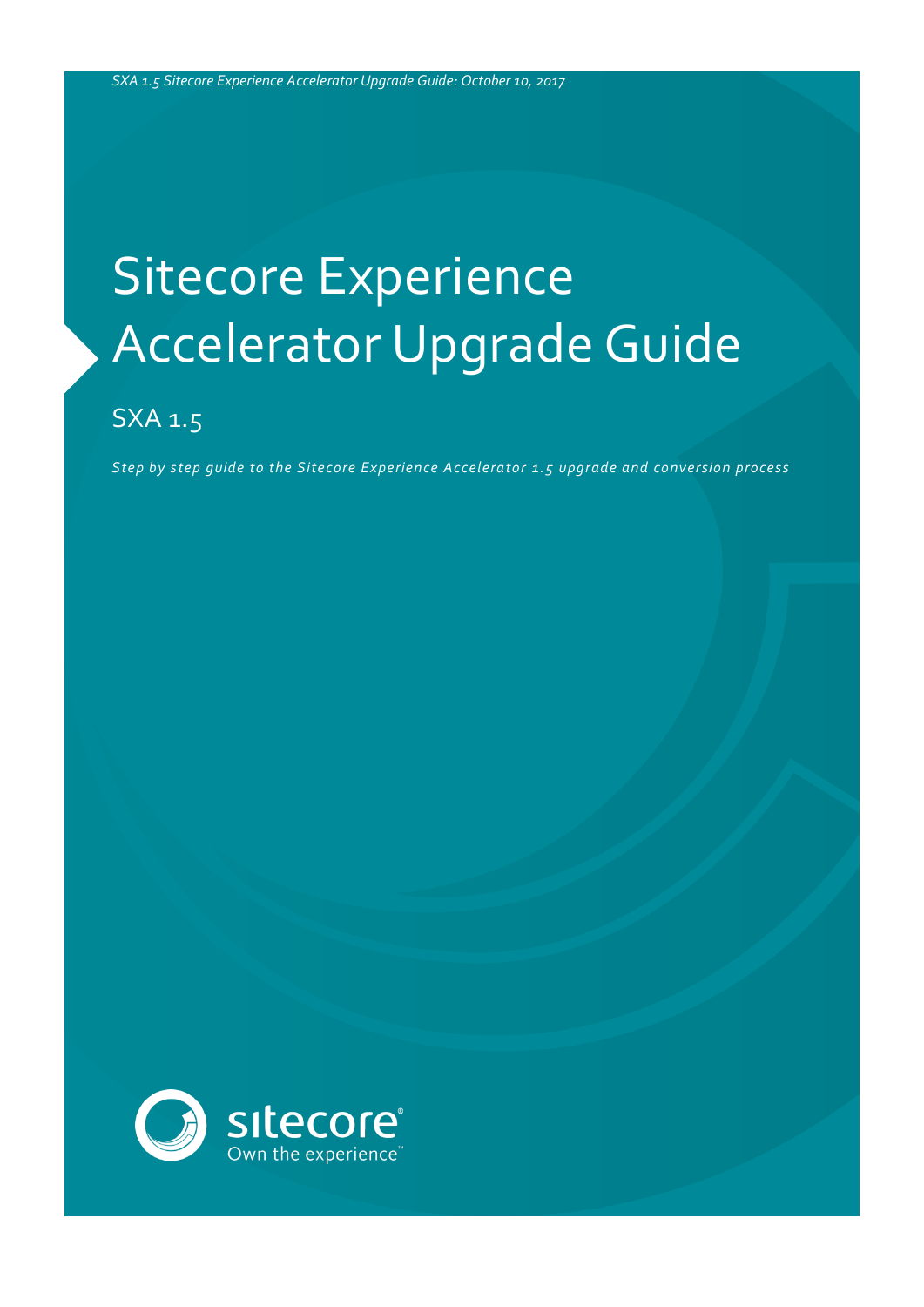*SXA 1.5 Sitecore Experience Accelerator Upgrade Guide: October 10, 2017*

# Sitecore Experience Accelerator Upgrade Guide

## SXA 1.5

*Step by step guide to the Sitecore Experience Accelerator 1.5 upgrade and conversion process*

sitecore®
Own the experience™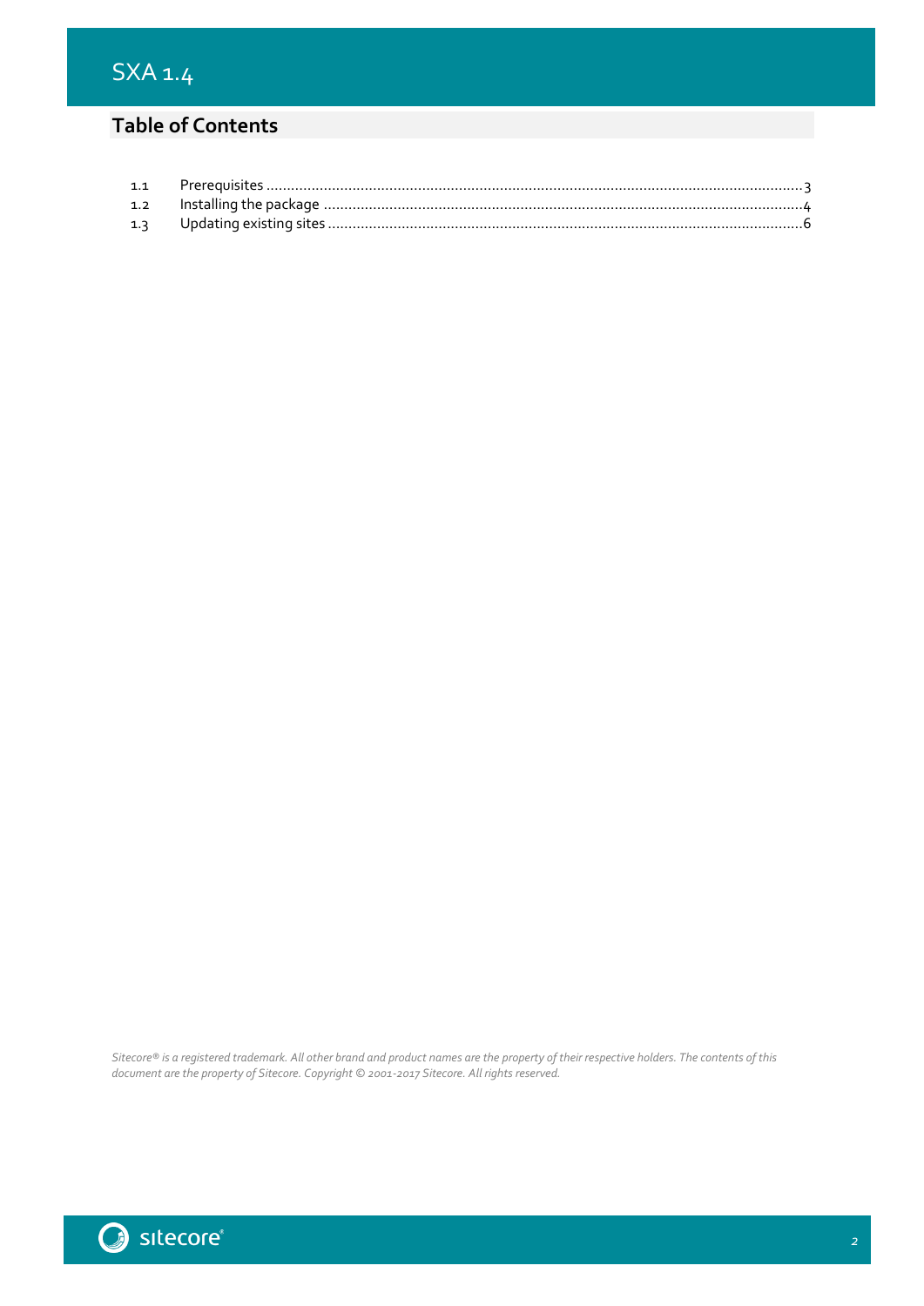## Table of Contents

| | | |
|---|---|---|
| 1.1 | Prerequisites | 3 |
| 1.2 | Installing the package | 4 |
| 1.3 | Updating existing sites | 6 |

*Sitecore® is a registered trademark. All other brand and product names are the property of their respective holders. The contents of this document are the property of Sitecore. Copyright © 2001-2017 Sitecore. All rights reserved.*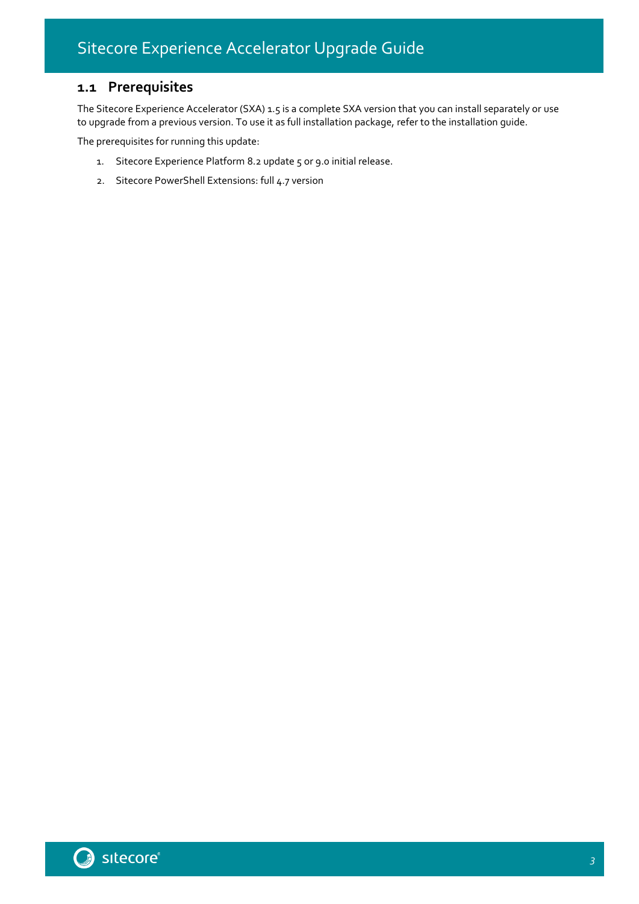## 1.1 Prerequisites

The Sitecore Experience Accelerator (SXA) 1.5 is a complete SXA version that you can install separately or use to upgrade from a previous version. To use it as full installation package, refer to the installation guide.

The prerequisites for running this update:

1. Sitecore Experience Platform 8.2 update 5 or 9.0 initial release.
2. Sitecore PowerShell Extensions: full 4.7 version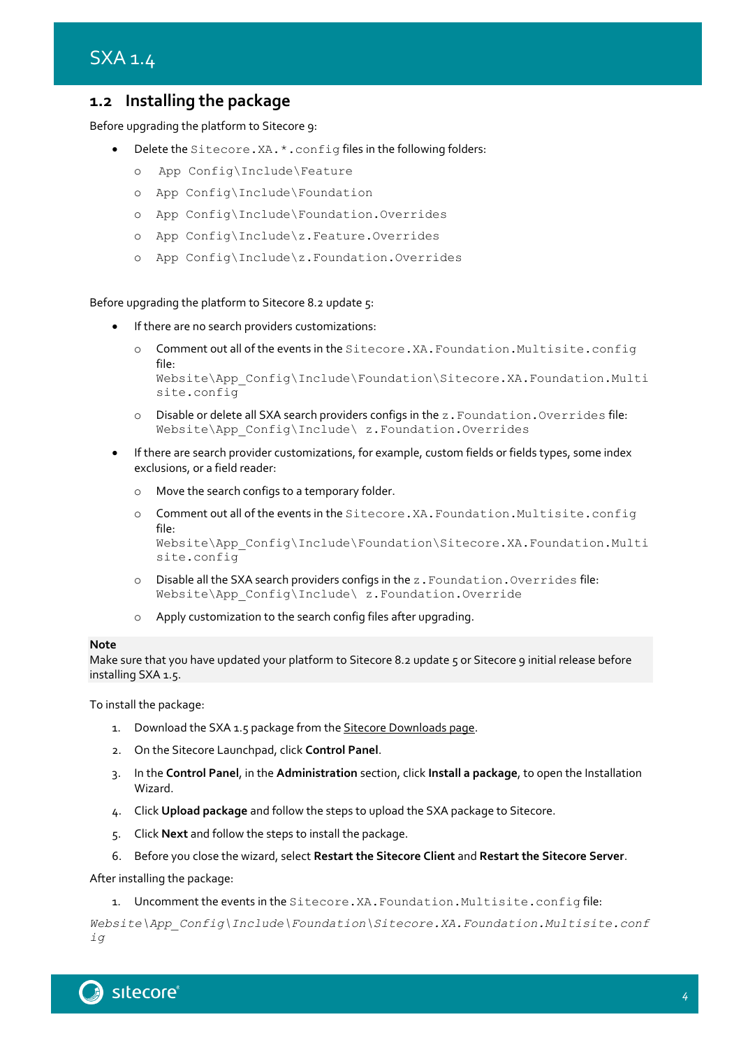## 1.2 Installing the package

Before upgrading the platform to Sitecore 9:

- Delete the `Sitecore.XA.*.config` files in the following folders:
  - `App Config\Include\Feature`
  - `App Config\Include\Foundation`
  - `App Config\Include\Foundation.Overrides`
  - `App Config\Include\z.Feature.Overrides`
  - `App Config\Include\z.Foundation.Overrides`

Before upgrading the platform to Sitecore 8.2 update 5:

- If there are no search providers customizations:
  - Comment out all of the events in the `Sitecore.XA.Foundation.Multisite.config` file: `Website\App_Config\Include\Foundation\Sitecore.XA.Foundation.Multisite.config`
  - Disable or delete all SXA search providers configs in the `z.Foundation.Overrides` file: `Website\App_Config\Include\ z.Foundation.Overrides`
- If there are search provider customizations, for example, custom fields or fields types, some index exclusions, or a field reader:
  - Move the search configs to a temporary folder.
  - Comment out all of the events in the `Sitecore.XA.Foundation.Multisite.config` file: `Website\App_Config\Include\Foundation\Sitecore.XA.Foundation.Multisite.config`
  - Disable all the SXA search providers configs in the `z.Foundation.Overrides` file: `Website\App_Config\Include\ z.Foundation.Override`
  - Apply customization to the search config files after upgrading.

**Note**
Make sure that you have updated your platform to Sitecore 8.2 update 5 or Sitecore 9 initial release before installing SXA 1.5.

To install the package:

1. Download the SXA 1.5 package from the Sitecore Downloads page.
2. On the Sitecore Launchpad, click **Control Panel**.
3. In the **Control Panel**, in the **Administration** section, click **Install a package**, to open the Installation Wizard.
4. Click **Upload package** and follow the steps to upload the SXA package to Sitecore.
5. Click **Next** and follow the steps to install the package.
6. Before you close the wizard, select **Restart the Sitecore Client** and **Restart the Sitecore Server**.

After installing the package:

1. Uncomment the events in the `Sitecore.XA.Foundation.Multisite.config` file:

*Website\App_Config\Include\Foundation\Sitecore.XA.Foundation.Multisite.config*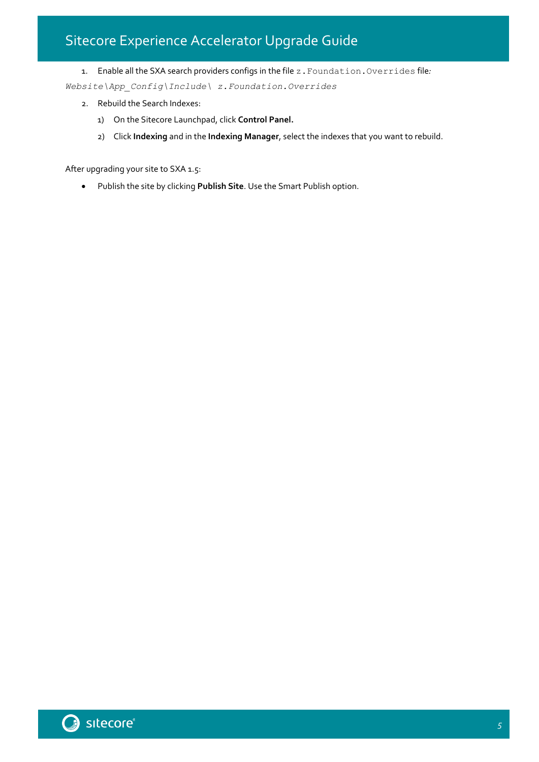1. Enable all the SXA search providers configs in the file `z.Foundation.Overrides` file*:*
*`Website\App_Config\Include\ z.Foundation.Overrides`*

2. Rebuild the Search Indexes:
   1) On the Sitecore Launchpad, click **Control Panel.**
   2) Click **Indexing** and in the **Indexing Manager**, select the indexes that you want to rebuild.

After upgrading your site to SXA 1.5:

- Publish the site by clicking **Publish Site**. Use the Smart Publish option.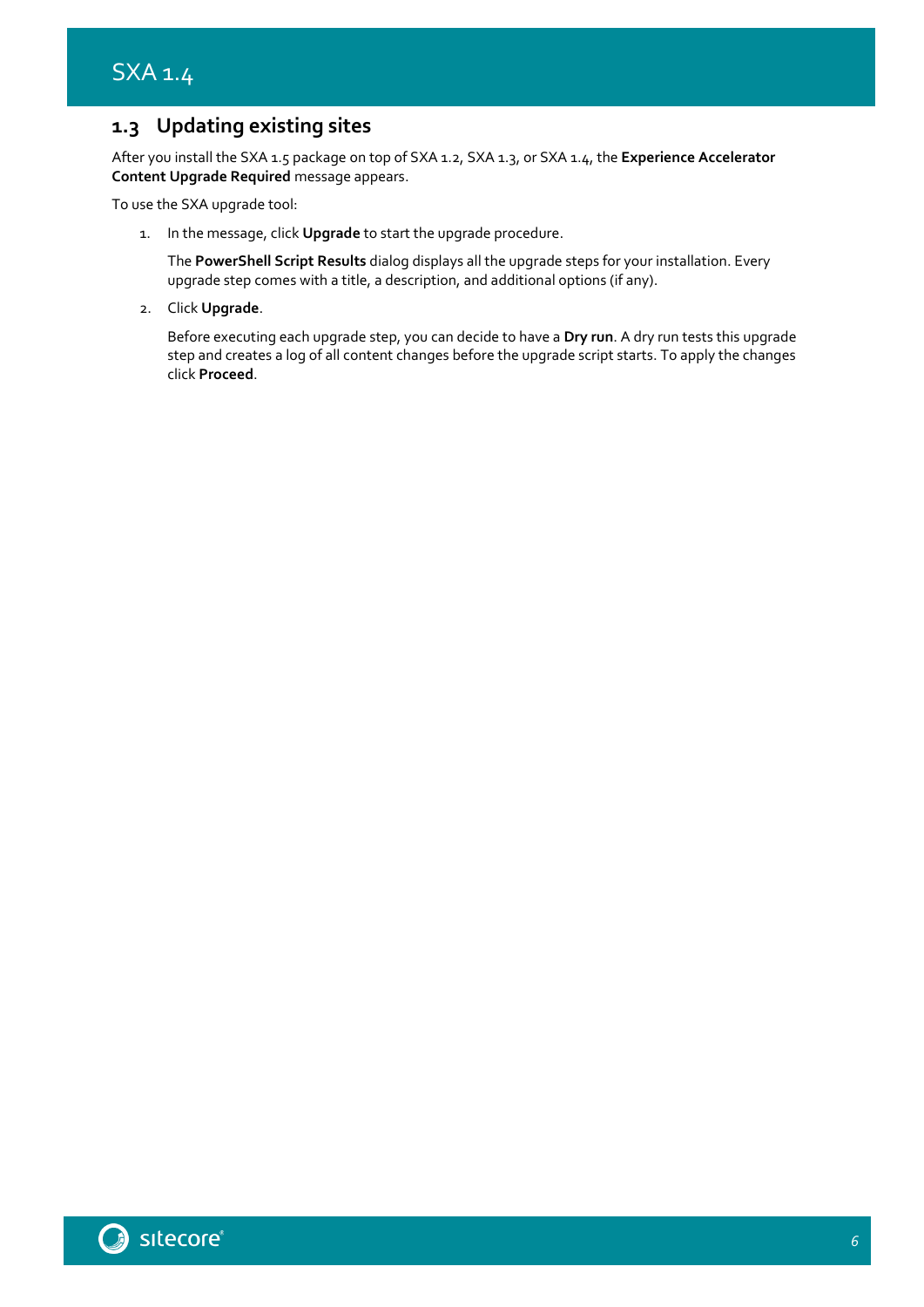## 1.3 Updating existing sites

After you install the SXA 1.5 package on top of SXA 1.2, SXA 1.3, or SXA 1.4, the **Experience Accelerator Content Upgrade Required** message appears.

To use the SXA upgrade tool:

1. In the message, click **Upgrade** to start the upgrade procedure.

   The **PowerShell Script Results** dialog displays all the upgrade steps for your installation. Every upgrade step comes with a title, a description, and additional options (if any).

2. Click **Upgrade**.

   Before executing each upgrade step, you can decide to have a **Dry run**. A dry run tests this upgrade step and creates a log of all content changes before the upgrade script starts. To apply the changes click **Proceed**.